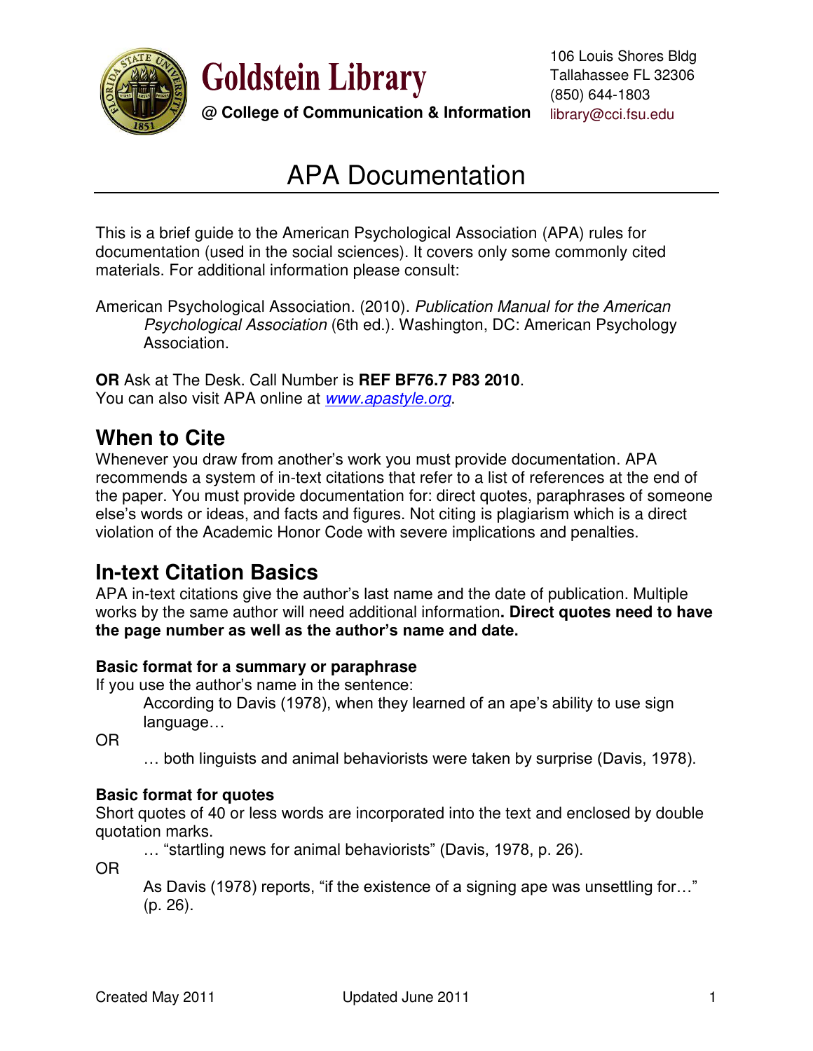**Goldstein Library**

**@ College of Communication & Information**

106 Louis Shores Bldg
Tallahassee FL 32306
(850) 644-1803
library@cci.fsu.edu

# APA Documentation

This is a brief guide to the American Psychological Association (APA) rules for documentation (used in the social sciences). It covers only some commonly cited materials. For additional information please consult:

American Psychological Association. (2010). *Publication Manual for the American Psychological Association* (6th ed.). Washington, DC: American Psychology Association.

**OR** Ask at The Desk. Call Number is **REF BF76.7 P83 2010**.
You can also visit APA online at *www.apastyle.org*.

## When to Cite

Whenever you draw from another's work you must provide documentation. APA recommends a system of in-text citations that refer to a list of references at the end of the paper. You must provide documentation for: direct quotes, paraphrases of someone else's words or ideas, and facts and figures. Not citing is plagiarism which is a direct violation of the Academic Honor Code with severe implications and penalties.

## In-text Citation Basics

APA in-text citations give the author's last name and the date of publication. Multiple works by the same author will need additional information**. Direct quotes need to have the page number as well as the author's name and date.**

### Basic format for a summary or paraphrase

If you use the author's name in the sentence:

> According to Davis (1978), when they learned of an ape's ability to use sign language…

OR

> … both linguists and animal behaviorists were taken by surprise (Davis, 1978).

### Basic format for quotes

Short quotes of 40 or less words are incorporated into the text and enclosed by double quotation marks.

> … "startling news for animal behaviorists" (Davis, 1978, p. 26).

OR

> As Davis (1978) reports, "if the existence of a signing ape was unsettling for…" (p. 26).

Created May 2011 Updated June 2011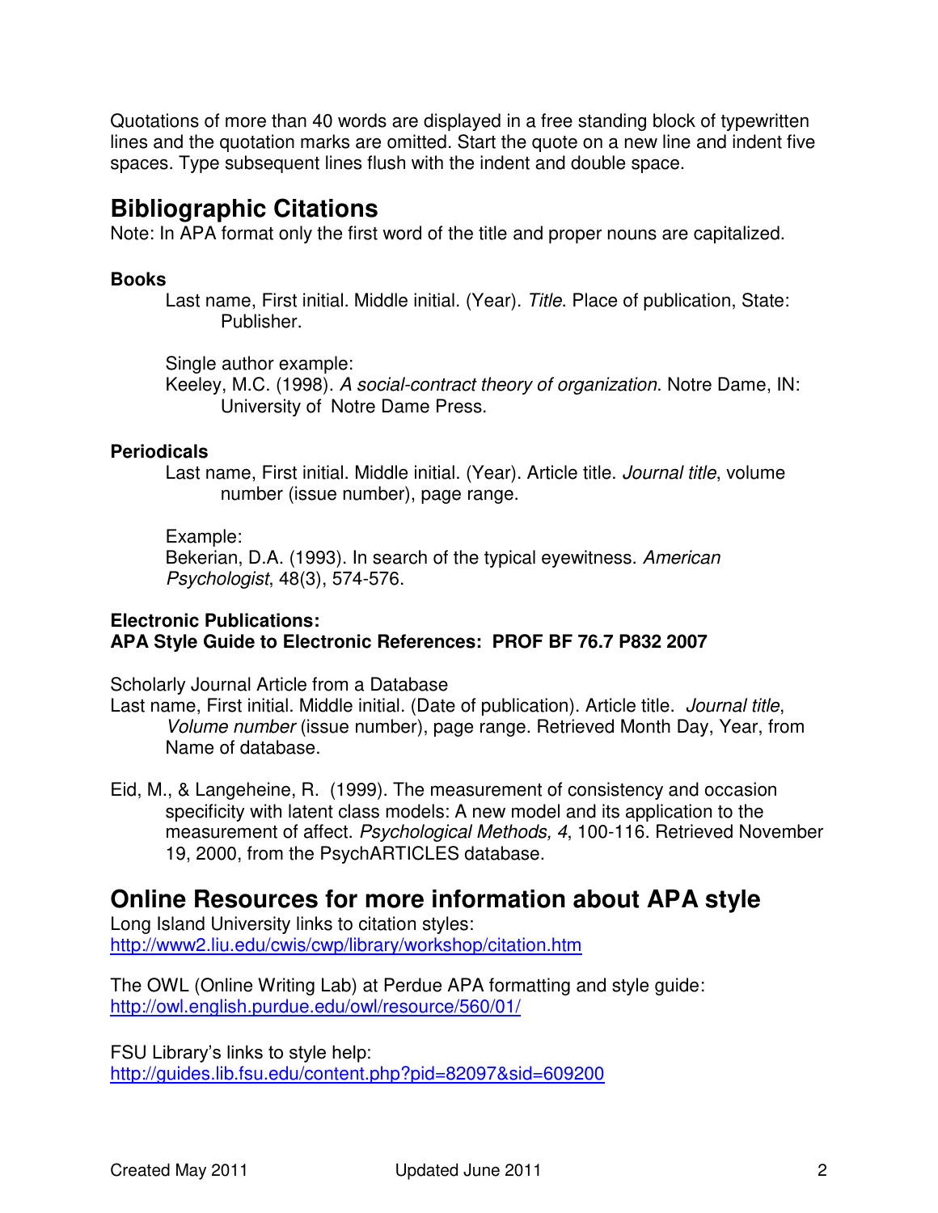Quotations of more than 40 words are displayed in a free standing block of typewritten lines and the quotation marks are omitted. Start the quote on a new line and indent five spaces. Type subsequent lines flush with the indent and double space.

## Bibliographic Citations

Note: In APA format only the first word of the title and proper nouns are capitalized.

**Books**

Last name, First initial. Middle initial. (Year). *Title*. Place of publication, State: Publisher.

Single author example:
Keeley, M.C. (1998). *A social-contract theory of organization*. Notre Dame, IN: University of Notre Dame Press.

**Periodicals**

Last name, First initial. Middle initial. (Year). Article title. *Journal title*, volume number (issue number), page range.

Example:
Bekerian, D.A. (1993). In search of the typical eyewitness. *American Psychologist*, 48(3), 574-576.

**Electronic Publications:**
**APA Style Guide to Electronic References: PROF BF 76.7 P832 2007**

Scholarly Journal Article from a Database
Last name, First initial. Middle initial. (Date of publication). Article title. *Journal title*, *Volume number* (issue number), page range. Retrieved Month Day, Year, from Name of database.

Eid, M., & Langeheine, R. (1999). The measurement of consistency and occasion specificity with latent class models: A new model and its application to the measurement of affect. *Psychological Methods, 4*, 100-116. Retrieved November 19, 2000, from the PsychARTICLES database.

## Online Resources for more information about APA style

Long Island University links to citation styles:
http://www2.liu.edu/cwis/cwp/library/workshop/citation.htm

The OWL (Online Writing Lab) at Perdue APA formatting and style guide:
http://owl.english.purdue.edu/owl/resource/560/01/

FSU Library's links to style help:
http://guides.lib.fsu.edu/content.php?pid=82097&sid=609200

Created May 2011 Updated June 2011